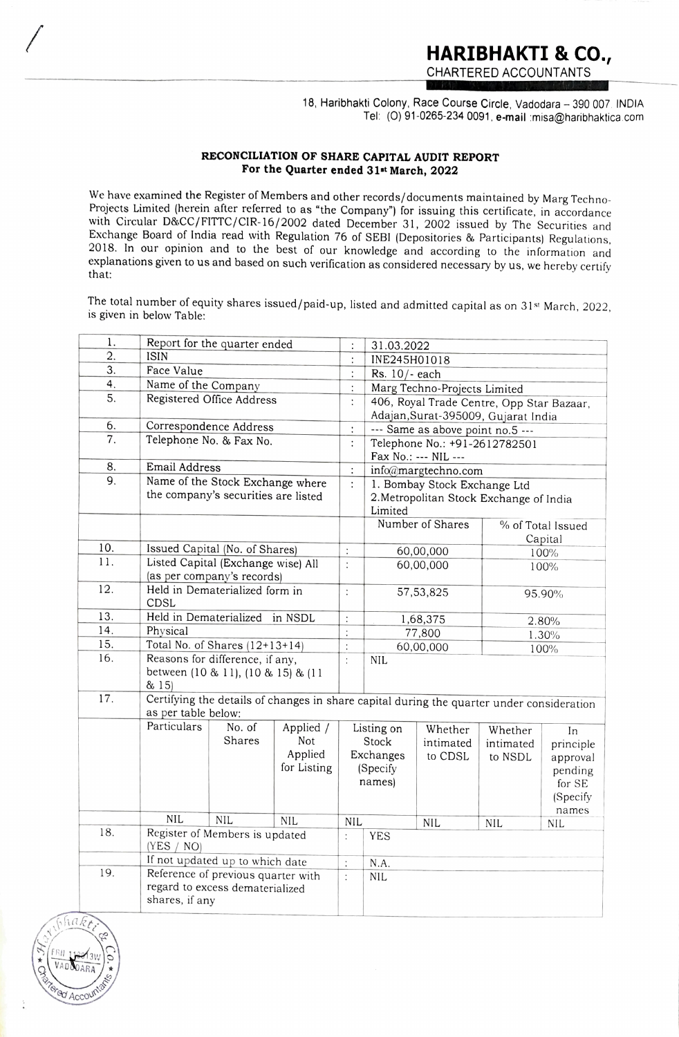# HARIBHAKTI & CO.,

CHARTERED ACCOUNTANTS

18, Haribhakti Colony, Race Course Circle, Vadodara – 390 007 INDIA
Tel: (O) 91-0265-234 0091, **e-mail** :misa@haribhaktica.com

## RECONCILIATION OF SHARE CAPITAL AUDIT REPORT
### For the Quarter ended 31st March, 2022

We have examined the Register of Members and other records/documents maintained by Marg Techno-Projects Limited (herein after referred to as "the Company") for issuing this certificate, in accordance with Circular D&CC/FITTC/CIR-16/2002 dated December 31, 2002 issued by The Securities and Exchange Board of India read with Regulation 76 of SEBI (Depositories & Participants) Regulations, 2018. In our opinion and to the best of our knowledge and according to the information and explanations given to us and based on such verification as considered necessary by us, we hereby certify that:

The total number of equity shares issued/paid-up, listed and admitted capital as on 31st March, 2022, is given in below Table:

| | | | | |
|---|---|---|---|---|
| 1. | Report for the quarter ended | : | 31.03.2022 | |
| 2. | ISIN | : | INE245H01018 | |
| 3. | Face Value | : | Rs. 10/- each | |
| 4. | Name of the Company | : | Marg Techno-Projects Limited | |
| 5. | Registered Office Address | : | 406, Royal Trade Centre, Opp Star Bazaar, Adajan,Surat-395009, Gujarat India | |
| 6. | Correspondence Address | : | --- Same as above point no.5 --- | |
| 7. | Telephone No. & Fax No. | : | Telephone No.: +91-2612782501<br>Fax No.: --- NIL --- | |
| 8. | Email Address | : | info@margtechno.com | |
| 9. | Name of the Stock Exchange where the company's securities are listed | : | 1. Bombay Stock Exchange Ltd<br>2.Metropolitan Stock Exchange of India Limited | |
| | | | Number of Shares | % of Total Issued Capital |
| 10. | Issued Capital (No. of Shares) | : | 60,00,000 | 100% |
| 11. | Listed Capital (Exchange wise) All (as per company's records) | : | 60,00,000 | 100% |
| 12. | Held in Dematerialized form in CDSL | : | 57,53,825 | 95.90% |
| 13. | Held in Dematerialized in NSDL | : | 1,68,375 | 2.80% |
| 14. | Physical | : | 77,800 | 1.30% |
| 15. | Total No. of Shares (12+13+14) | : | 60,00,000 | 100% |
| 16. | Reasons for difference, if any, between (10 & 11), (10 & 15) & (11 & 15) | : | NIL | |

17. Certifying the details of changes in share capital during the quarter under consideration as per table below:

| Particulars | No. of Shares | Applied / Not Applied for Listing | Listing on Stock Exchanges (Specify names) | Whether intimated to CDSL | Whether intimated to NSDL | In principle approval pending for SE (Specify names |
|---|---|---|---|---|---|---|
| NIL | NIL | NIL | NIL | NIL | NIL | NIL |

| | | | |
|---|---|---|---|
| 18. | Register of Members is updated (YES / NO) | : | YES |
| | If not updated up to which date | : | N.A. |
| 19. | Reference of previous quarter with regard to excess dematerialized shares, if any | : | NIL |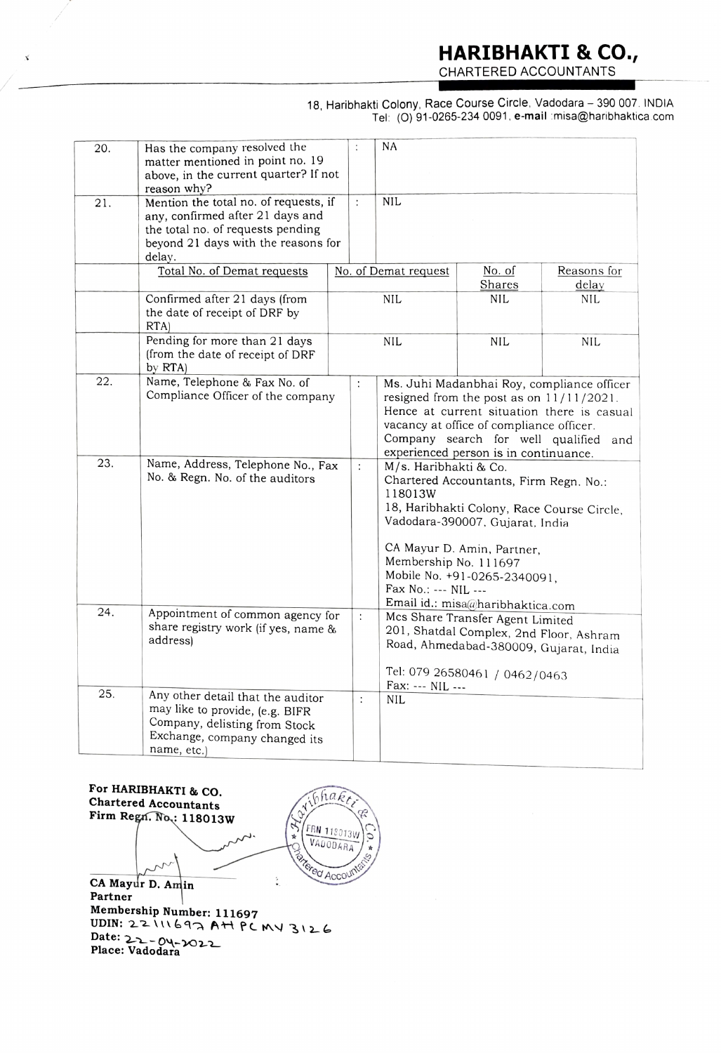# HARIBHAKTI & CO.,

CHARTERED ACCOUNTANTS

18, Haribhakti Colony, Race Course Circle, Vadodara – 390 007. INDIA
Tel: (O) 91-0265-234 0091, **e-mail** :misa@haribhaktica.com

| | | | | | |
|---|---|---|---|---|---|
| 20. | Has the company resolved the matter mentioned in point no. 19 above, in the current quarter? If not reason why? | : | NA | | |
| 21. | Mention the total no. of requests, if any, confirmed after 21 days and the total no. of requests pending beyond 21 days with the reasons for delay. | : | NIL | | |
| | Total No. of Demat requests | | No. of Demat request | No. of Shares | Reasons for delay |
| | Confirmed after 21 days (from the date of receipt of DRF by RTA) | | NIL | NIL | NIL |
| | Pending for more than 21 days (from the date of receipt of DRF by RTA) | | NIL | NIL | NIL |
| 22. | Name, Telephone & Fax No. of Compliance Officer of the company | : | Ms. Juhi Madanbhai Roy, compliance officer resigned from the post as on 11/11/2021. Hence at current situation there is casual vacancy at office of compliance officer. Company search for well qualified and experienced person is in continuance. | | |
| 23. | Name, Address, Telephone No., Fax No. & Regn. No. of the auditors | : | M/s. Haribhakti & Co.<br>Chartered Accountants, Firm Regn. No.: 118013W<br>18, Haribhakti Colony, Race Course Circle, Vadodara-390007, Gujarat, India<br><br>CA Mayur D. Amin, Partner,<br>Membership No. 111697<br>Mobile No. +91-0265-2340091,<br>Fax No.: --- NIL ---<br>Email id.: misa@haribhaktica.com | | |
| 24. | Appointment of common agency for share registry work (if yes, name & address) | : | Mcs Share Transfer Agent Limited<br>201, Shatdal Complex, 2nd Floor, Ashram Road, Ahmedabad-380009, Gujarat, India<br><br>Tel: 079 26580461 / 0462/0463<br>Fax: --- NIL --- | | |
| 25. | Any other detail that the auditor may like to provide, (e.g. BIFR Company, delisting from Stock Exchange, company changed its name, etc.) | : | NIL | | |

**For HARIBHAKTI & CO.**
**Chartered Accountants**
**Firm Regn. No.: 118013W**

**CA Mayur D. Amin**
**Partner**
**Membership Number: 111697**
**UDIN:** 22111697AHPCMV3126
**Date:** 22-04-2022
**Place: Vadodara**